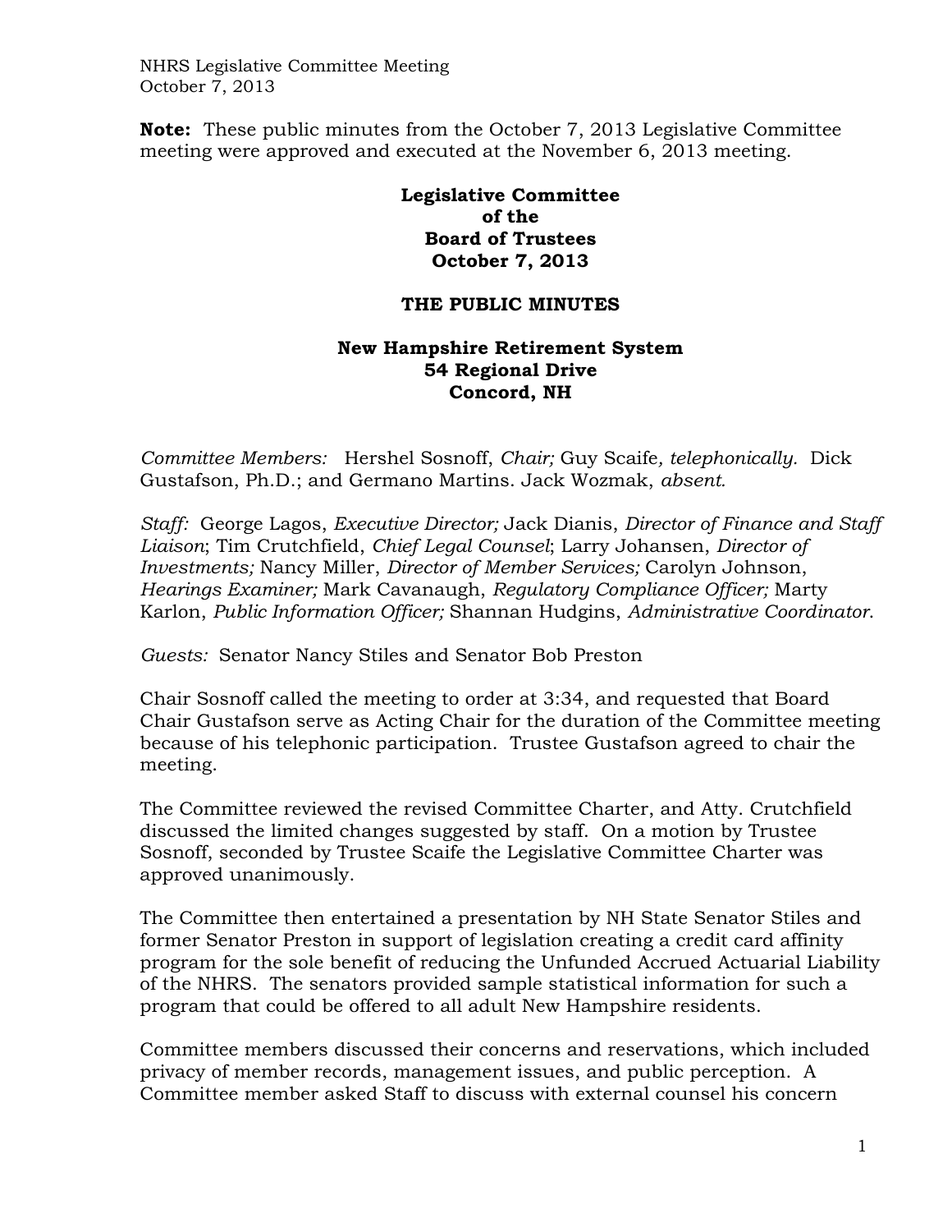**Note:** These public minutes from the October 7, 2013 Legislative Committee meeting were approved and executed at the November 6, 2013 meeting.

# Legislative Committee of the Board of Trustees October 7, 2013

## THE PUBLIC MINUTES

### New Hampshire Retirement System 54 Regional Drive Concord, NH

*Committee Members:* Hershel Sosnoff, *Chair;* Guy Scaife*, telephonically.* Dick Gustafson, Ph.D.; and Germano Martins. Jack Wozmak, *absent.*

*Staff:* George Lagos, *Executive Director;* Jack Dianis, *Director of Finance and Staff Liaison*; Tim Crutchfield, *Chief Legal Counsel*; Larry Johansen, *Director of Investments;* Nancy Miller, *Director of Member Services;* Carolyn Johnson, *Hearings Examiner;* Mark Cavanaugh, *Regulatory Compliance Officer;* Marty Karlon, *Public Information Officer;* Shannan Hudgins, *Administrative Coordinator*.

*Guests:* Senator Nancy Stiles and Senator Bob Preston

Chair Sosnoff called the meeting to order at 3:34, and requested that Board Chair Gustafson serve as Acting Chair for the duration of the Committee meeting because of his telephonic participation. Trustee Gustafson agreed to chair the meeting.

The Committee reviewed the revised Committee Charter, and Atty. Crutchfield discussed the limited changes suggested by staff. On a motion by Trustee Sosnoff, seconded by Trustee Scaife the Legislative Committee Charter was approved unanimously.

The Committee then entertained a presentation by NH State Senator Stiles and former Senator Preston in support of legislation creating a credit card affinity program for the sole benefit of reducing the Unfunded Accrued Actuarial Liability of the NHRS. The senators provided sample statistical information for such a program that could be offered to all adult New Hampshire residents.

Committee members discussed their concerns and reservations, which included privacy of member records, management issues, and public perception. A Committee member asked Staff to discuss with external counsel his concern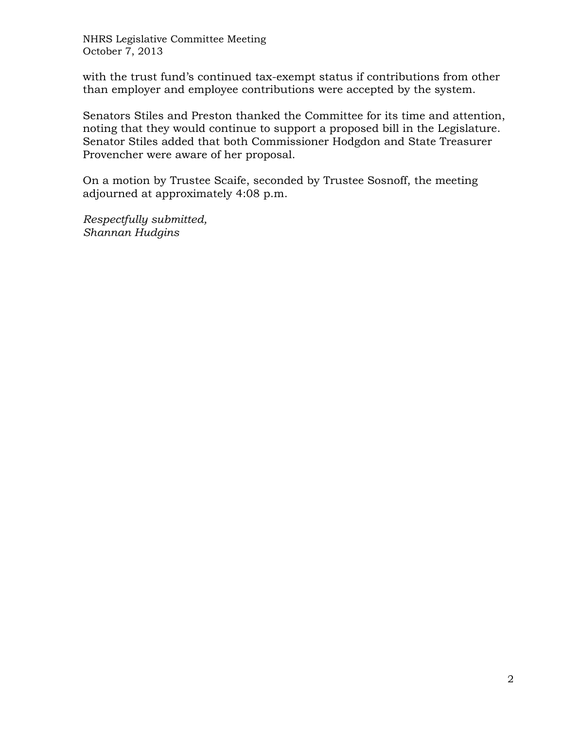with the trust fund's continued tax-exempt status if contributions from other than employer and employee contributions were accepted by the system.

Senators Stiles and Preston thanked the Committee for its time and attention, noting that they would continue to support a proposed bill in the Legislature. Senator Stiles added that both Commissioner Hodgdon and State Treasurer Provencher were aware of her proposal.

On a motion by Trustee Scaife, seconded by Trustee Sosnoff, the meeting adjourned at approximately 4:08 p.m.

*Respectfully submitted,*
*Shannan Hudgins*